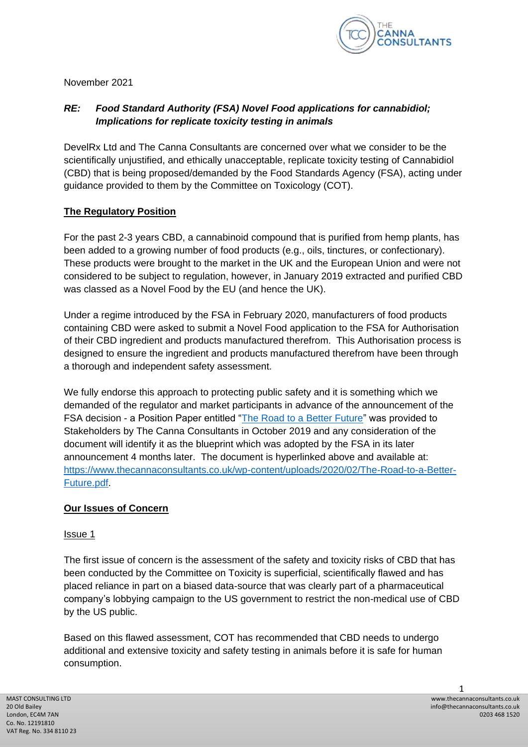November 2021

***RE: Food Standard Authority (FSA) Novel Food applications for cannabidiol; Implications for replicate toxicity testing in animals***

DevelRx Ltd and The Canna Consultants are concerned over what we consider to be the scientifically unjustified, and ethically unacceptable, replicate toxicity testing of Cannabidiol (CBD) that is being proposed/demanded by the Food Standards Agency (FSA), acting under guidance provided to them by the Committee on Toxicology (COT).

## The Regulatory Position

For the past 2-3 years CBD, a cannabinoid compound that is purified from hemp plants, has been added to a growing number of food products (e.g., oils, tinctures, or confectionary). These products were brought to the market in the UK and the European Union and were not considered to be subject to regulation, however, in January 2019 extracted and purified CBD was classed as a Novel Food by the EU (and hence the UK).

Under a regime introduced by the FSA in February 2020, manufacturers of food products containing CBD were asked to submit a Novel Food application to the FSA for Authorisation of their CBD ingredient and products manufactured therefrom. This Authorisation process is designed to ensure the ingredient and products manufactured therefrom have been through a thorough and independent safety assessment.

We fully endorse this approach to protecting public safety and it is something which we demanded of the regulator and market participants in advance of the announcement of the FSA decision - a Position Paper entitled "The Road to a Better Future" was provided to Stakeholders by The Canna Consultants in October 2019 and any consideration of the document will identify it as the blueprint which was adopted by the FSA in its later announcement 4 months later. The document is hyperlinked above and available at: https://www.thecannaconsultants.co.uk/wp-content/uploads/2020/02/The-Road-to-a-Better-Future.pdf.

## Our Issues of Concern

### Issue 1

The first issue of concern is the assessment of the safety and toxicity risks of CBD that has been conducted by the Committee on Toxicity is superficial, scientifically flawed and has placed reliance in part on a biased data-source that was clearly part of a pharmaceutical company's lobbying campaign to the US government to restrict the non-medical use of CBD by the US public.

Based on this flawed assessment, COT has recommended that CBD needs to undergo additional and extensive toxicity and safety testing in animals before it is safe for human consumption.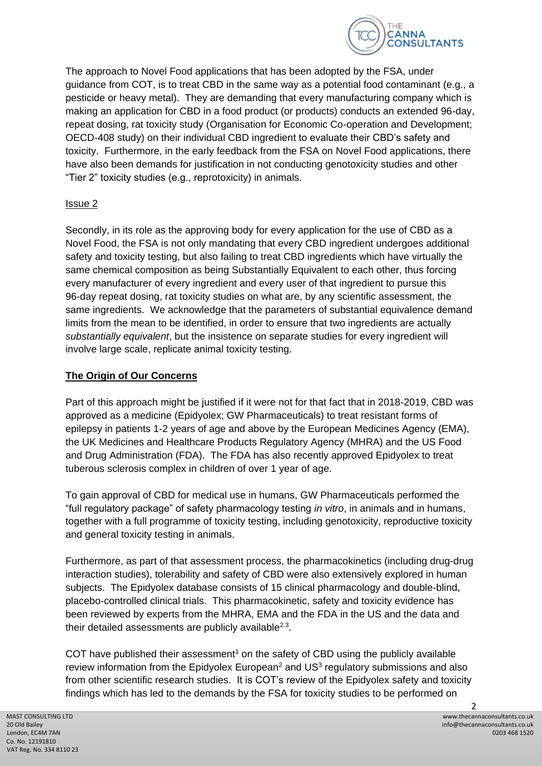The approach to Novel Food applications that has been adopted by the FSA, under guidance from COT, is to treat CBD in the same way as a potential food contaminant (e.g., a pesticide or heavy metal). They are demanding that every manufacturing company which is making an application for CBD in a food product (or products) conducts an extended 96-day, repeat dosing, rat toxicity study (Organisation for Economic Co-operation and Development; OECD-408 study) on their individual CBD ingredient to evaluate their CBD's safety and toxicity. Furthermore, in the early feedback from the FSA on Novel Food applications, there have also been demands for justification in not conducting genotoxicity studies and other "Tier 2" toxicity studies (e.g., reprotoxicity) in animals.

Issue 2

Secondly, in its role as the approving body for every application for the use of CBD as a Novel Food, the FSA is not only mandating that every CBD ingredient undergoes additional safety and toxicity testing, but also failing to treat CBD ingredients which have virtually the same chemical composition as being Substantially Equivalent to each other, thus forcing every manufacturer of every ingredient and every user of that ingredient to pursue this 96-day repeat dosing, rat toxicity studies on what are, by any scientific assessment, the same ingredients. We acknowledge that the parameters of substantial equivalence demand limits from the mean to be identified, in order to ensure that two ingredients are actually *substantially equivalent*, but the insistence on separate studies for every ingredient will involve large scale, replicate animal toxicity testing.

## The Origin of Our Concerns

Part of this approach might be justified if it were not for that fact that in 2018-2019, CBD was approved as a medicine (Epidyolex; GW Pharmaceuticals) to treat resistant forms of epilepsy in patients 1-2 years of age and above by the European Medicines Agency (EMA), the UK Medicines and Healthcare Products Regulatory Agency (MHRA) and the US Food and Drug Administration (FDA). The FDA has also recently approved Epidyolex to treat tuberous sclerosis complex in children of over 1 year of age.

To gain approval of CBD for medical use in humans, GW Pharmaceuticals performed the "full regulatory package" of safety pharmacology testing *in vitro*, in animals and in humans, together with a full programme of toxicity testing, including genotoxicity, reproductive toxicity and general toxicity testing in animals.

Furthermore, as part of that assessment process, the pharmacokinetics (including drug-drug interaction studies), tolerability and safety of CBD were also extensively explored in human subjects. The Epidyolex database consists of 15 clinical pharmacology and double-blind, placebo-controlled clinical trials. This pharmacokinetic, safety and toxicity evidence has been reviewed by experts from the MHRA, EMA and the FDA in the US and the data and their detailed assessments are publicly available[2,3].

COT have published their assessment[1] on the safety of CBD using the publicly available review information from the Epidyolex European[2] and US[3] regulatory submissions and also from other scientific research studies. It is COT's review of the Epidyolex safety and toxicity findings which has led to the demands by the FSA for toxicity studies to be performed on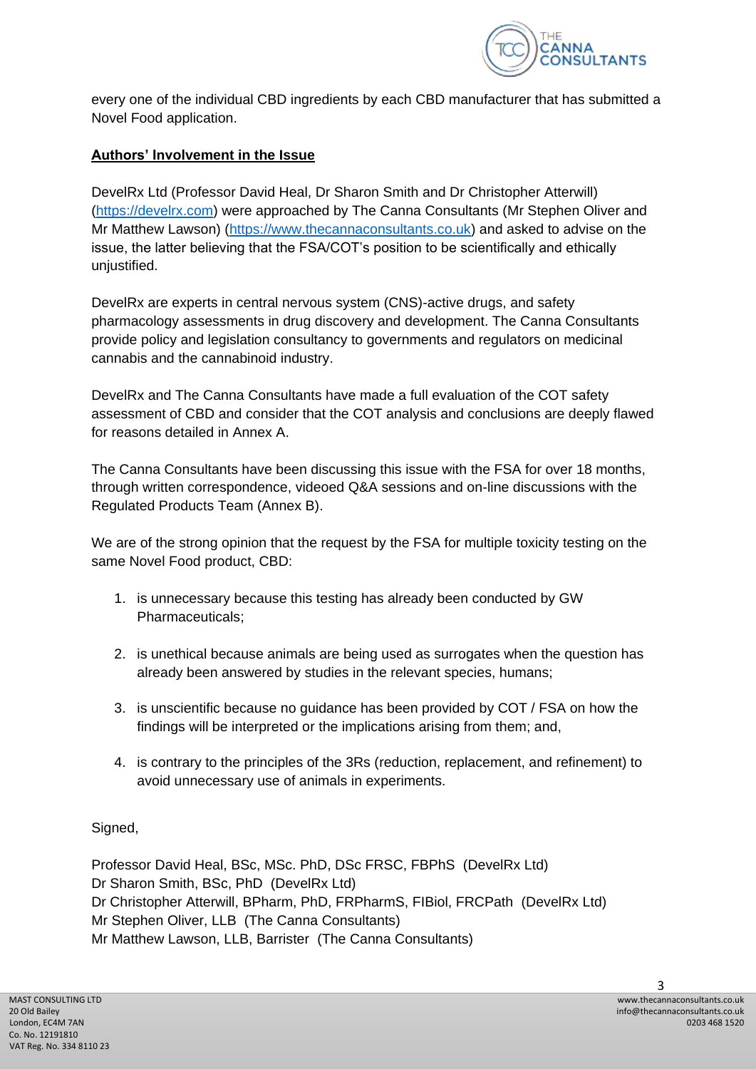every one of the individual CBD ingredients by each CBD manufacturer that has submitted a Novel Food application.

**Authors' Involvement in the Issue**

DevelRx Ltd (Professor David Heal, Dr Sharon Smith and Dr Christopher Atterwill) (https://develrx.com) were approached by The Canna Consultants (Mr Stephen Oliver and Mr Matthew Lawson) (https://www.thecannaconsultants.co.uk) and asked to advise on the issue, the latter believing that the FSA/COT's position to be scientifically and ethically unjustified.

DevelRx are experts in central nervous system (CNS)-active drugs, and safety pharmacology assessments in drug discovery and development. The Canna Consultants provide policy and legislation consultancy to governments and regulators on medicinal cannabis and the cannabinoid industry.

DevelRx and The Canna Consultants have made a full evaluation of the COT safety assessment of CBD and consider that the COT analysis and conclusions are deeply flawed for reasons detailed in Annex A.

The Canna Consultants have been discussing this issue with the FSA for over 18 months, through written correspondence, videoed Q&A sessions and on-line discussions with the Regulated Products Team (Annex B).

We are of the strong opinion that the request by the FSA for multiple toxicity testing on the same Novel Food product, CBD:

1. is unnecessary because this testing has already been conducted by GW Pharmaceuticals;
2. is unethical because animals are being used as surrogates when the question has already been answered by studies in the relevant species, humans;
3. is unscientific because no guidance has been provided by COT / FSA on how the findings will be interpreted or the implications arising from them; and,
4. is contrary to the principles of the 3Rs (reduction, replacement, and refinement) to avoid unnecessary use of animals in experiments.

Signed,

Professor David Heal, BSc, MSc. PhD, DSc FRSC, FBPhS (DevelRx Ltd)
Dr Sharon Smith, BSc, PhD (DevelRx Ltd)
Dr Christopher Atterwill, BPharm, PhD, FRPharmS, FIBiol, FRCPath (DevelRx Ltd)
Mr Stephen Oliver, LLB (The Canna Consultants)
Mr Matthew Lawson, LLB, Barrister (The Canna Consultants)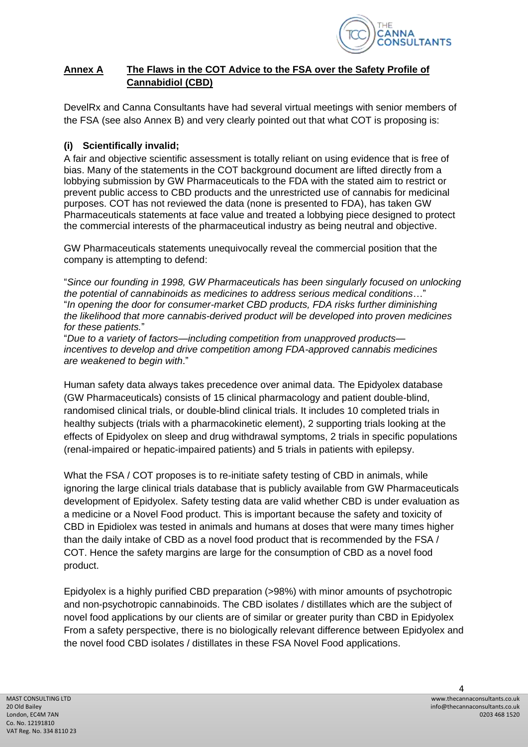## Annex A The Flaws in the COT Advice to the FSA over the Safety Profile of Cannabidiol (CBD)

DevelRx and Canna Consultants have had several virtual meetings with senior members of the FSA (see also Annex B) and very clearly pointed out that what COT is proposing is:

### (i) Scientifically invalid;

A fair and objective scientific assessment is totally reliant on using evidence that is free of bias. Many of the statements in the COT background document are lifted directly from a lobbying submission by GW Pharmaceuticals to the FDA with the stated aim to restrict or prevent public access to CBD products and the unrestricted use of cannabis for medicinal purposes. COT has not reviewed the data (none is presented to FDA), has taken GW Pharmaceuticals statements at face value and treated a lobbying piece designed to protect the commercial interests of the pharmaceutical industry as being neutral and objective.

GW Pharmaceuticals statements unequivocally reveal the commercial position that the company is attempting to defend:

"*Since our founding in 1998, GW Pharmaceuticals has been singularly focused on unlocking the potential of cannabinoids as medicines to address serious medical conditions*…"
"*In opening the door for consumer-market CBD products, FDA risks further diminishing the likelihood that more cannabis-derived product will be developed into proven medicines for these patients.*"
"*Due to a variety of factors—including competition from unapproved products—incentives to develop and drive competition among FDA-approved cannabis medicines are weakened to begin with*."

Human safety data always takes precedence over animal data. The Epidyolex database (GW Pharmaceuticals) consists of 15 clinical pharmacology and patient double-blind, randomised clinical trials, or double-blind clinical trials. It includes 10 completed trials in healthy subjects (trials with a pharmacokinetic element), 2 supporting trials looking at the effects of Epidyolex on sleep and drug withdrawal symptoms, 2 trials in specific populations (renal-impaired or hepatic-impaired patients) and 5 trials in patients with epilepsy.

What the FSA / COT proposes is to re-initiate safety testing of CBD in animals, while ignoring the large clinical trials database that is publicly available from GW Pharmaceuticals development of Epidyolex. Safety testing data are valid whether CBD is under evaluation as a medicine or a Novel Food product. This is important because the safety and toxicity of CBD in Epidiolex was tested in animals and humans at doses that were many times higher than the daily intake of CBD as a novel food product that is recommended by the FSA / COT. Hence the safety margins are large for the consumption of CBD as a novel food product.

Epidyolex is a highly purified CBD preparation (>98%) with minor amounts of psychotropic and non-psychotropic cannabinoids. The CBD isolates / distillates which are the subject of novel food applications by our clients are of similar or greater purity than CBD in Epidyolex From a safety perspective, there is no biologically relevant difference between Epidyolex and the novel food CBD isolates / distillates in these FSA Novel Food applications.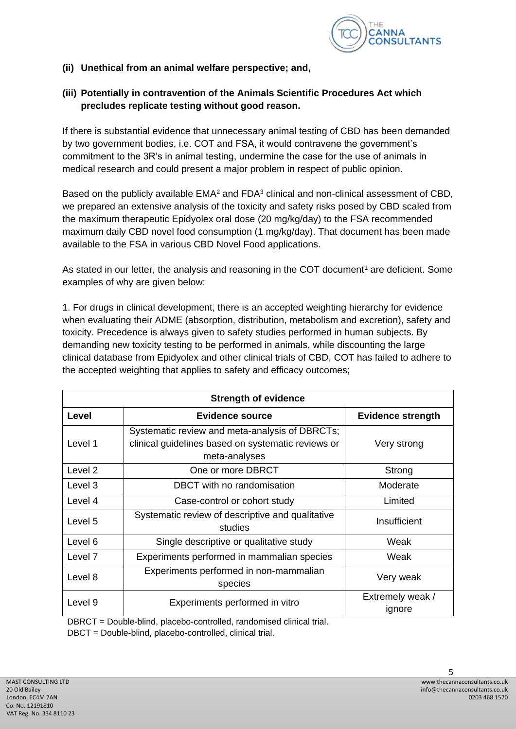**(ii) Unethical from an animal welfare perspective; and,**

**(iii) Potentially in contravention of the Animals Scientific Procedures Act which precludes replicate testing without good reason.**

If there is substantial evidence that unnecessary animal testing of CBD has been demanded by two government bodies, i.e. COT and FSA, it would contravene the government's commitment to the 3R's in animal testing, undermine the case for the use of animals in medical research and could present a major problem in respect of public opinion.

Based on the publicly available EMA[2] and FDA[3] clinical and non-clinical assessment of CBD, we prepared an extensive analysis of the toxicity and safety risks posed by CBD scaled from the maximum therapeutic Epidyolex oral dose (20 mg/kg/day) to the FSA recommended maximum daily CBD novel food consumption (1 mg/kg/day). That document has been made available to the FSA in various CBD Novel Food applications.

As stated in our letter, the analysis and reasoning in the COT document[1] are deficient. Some examples of why are given below:

1. For drugs in clinical development, there is an accepted weighting hierarchy for evidence when evaluating their ADME (absorption, distribution, metabolism and excretion), safety and toxicity. Precedence is always given to safety studies performed in human subjects. By demanding new toxicity testing to be performed in animals, while discounting the large clinical database from Epidyolex and other clinical trials of CBD, COT has failed to adhere to the accepted weighting that applies to safety and efficacy outcomes;

| **Strength of evidence** | | |
|---|---|---|
| **Level** | **Evidence source** | **Evidence strength** |
| Level 1 | Systematic review and meta-analysis of DBRCTs; clinical guidelines based on systematic reviews or meta-analyses | Very strong |
| Level 2 | One or more DBRCT | Strong |
| Level 3 | DBCT with no randomisation | Moderate |
| Level 4 | Case-control or cohort study | Limited |
| Level 5 | Systematic review of descriptive and qualitative studies | Insufficient |
| Level 6 | Single descriptive or qualitative study | Weak |
| Level 7 | Experiments performed in mammalian species | Weak |
| Level 8 | Experiments performed in non-mammalian species | Very weak |
| Level 9 | Experiments performed in vitro | Extremely weak / ignore |

DBRCT = Double-blind, placebo-controlled, randomised clinical trial.
DBCT = Double-blind, placebo-controlled, clinical trial.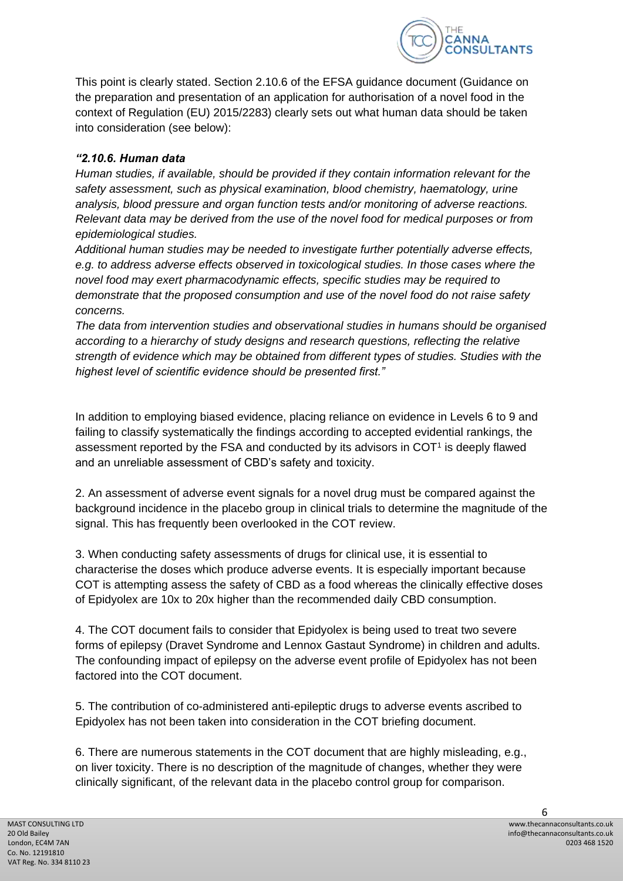This point is clearly stated. Section 2.10.6 of the EFSA guidance document (Guidance on the preparation and presentation of an application for authorisation of a novel food in the context of Regulation (EU) 2015/2283) clearly sets out what human data should be taken into consideration (see below):

*"**2.10.6. Human data***

*Human studies, if available, should be provided if they contain information relevant for the safety assessment, such as physical examination, blood chemistry, haematology, urine analysis, blood pressure and organ function tests and/or monitoring of adverse reactions. Relevant data may be derived from the use of the novel food for medical purposes or from epidemiological studies.*

*Additional human studies may be needed to investigate further potentially adverse effects, e.g. to address adverse effects observed in toxicological studies. In those cases where the novel food may exert pharmacodynamic effects, specific studies may be required to demonstrate that the proposed consumption and use of the novel food do not raise safety concerns.*

*The data from intervention studies and observational studies in humans should be organised according to a hierarchy of study designs and research questions, reflecting the relative strength of evidence which may be obtained from different types of studies. Studies with the highest level of scientific evidence should be presented first."*

In addition to employing biased evidence, placing reliance on evidence in Levels 6 to 9 and failing to classify systematically the findings according to accepted evidential rankings, the assessment reported by the FSA and conducted by its advisors in COT[1] is deeply flawed and an unreliable assessment of CBD's safety and toxicity.

2. An assessment of adverse event signals for a novel drug must be compared against the background incidence in the placebo group in clinical trials to determine the magnitude of the signal. This has frequently been overlooked in the COT review.

3. When conducting safety assessments of drugs for clinical use, it is essential to characterise the doses which produce adverse events. It is especially important because COT is attempting assess the safety of CBD as a food whereas the clinically effective doses of Epidyolex are 10x to 20x higher than the recommended daily CBD consumption.

4. The COT document fails to consider that Epidyolex is being used to treat two severe forms of epilepsy (Dravet Syndrome and Lennox Gastaut Syndrome) in children and adults. The confounding impact of epilepsy on the adverse event profile of Epidyolex has not been factored into the COT document.

5. The contribution of co-administered anti-epileptic drugs to adverse events ascribed to Epidyolex has not been taken into consideration in the COT briefing document.

6. There are numerous statements in the COT document that are highly misleading, e.g., on liver toxicity. There is no description of the magnitude of changes, whether they were clinically significant, of the relevant data in the placebo control group for comparison.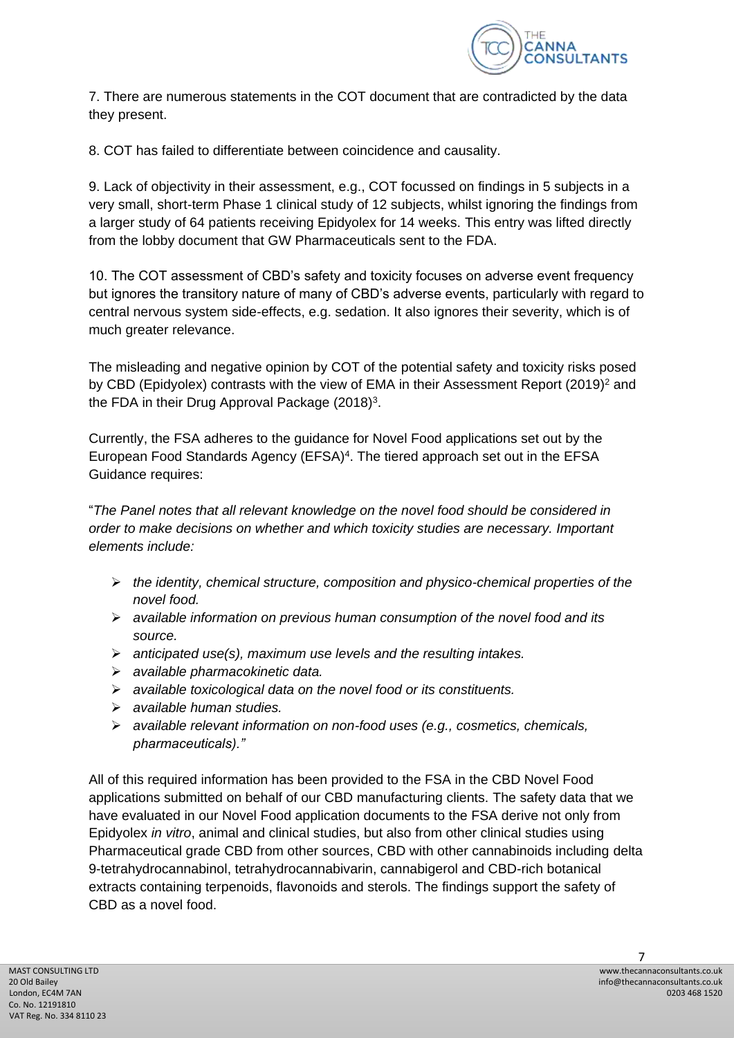7. There are numerous statements in the COT document that are contradicted by the data they present.

8. COT has failed to differentiate between coincidence and causality.

9. Lack of objectivity in their assessment, e.g., COT focussed on findings in 5 subjects in a very small, short-term Phase 1 clinical study of 12 subjects, whilst ignoring the findings from a larger study of 64 patients receiving Epidyolex for 14 weeks. This entry was lifted directly from the lobby document that GW Pharmaceuticals sent to the FDA.

10. The COT assessment of CBD's safety and toxicity focuses on adverse event frequency but ignores the transitory nature of many of CBD's adverse events, particularly with regard to central nervous system side-effects, e.g. sedation. It also ignores their severity, which is of much greater relevance.

The misleading and negative opinion by COT of the potential safety and toxicity risks posed by CBD (Epidyolex) contrasts with the view of EMA in their Assessment Report (2019)[2] and the FDA in their Drug Approval Package (2018)[3].

Currently, the FSA adheres to the guidance for Novel Food applications set out by the European Food Standards Agency (EFSA)[4]. The tiered approach set out in the EFSA Guidance requires:

"*The Panel notes that all relevant knowledge on the novel food should be considered in order to make decisions on whether and which toxicity studies are necessary. Important elements include:*

- *the identity, chemical structure, composition and physico-chemical properties of the novel food.*
- *available information on previous human consumption of the novel food and its source.*
- *anticipated use(s), maximum use levels and the resulting intakes.*
- *available pharmacokinetic data.*
- *available toxicological data on the novel food or its constituents.*
- *available human studies.*
- *available relevant information on non-food uses (e.g., cosmetics, chemicals, pharmaceuticals)."*

All of this required information has been provided to the FSA in the CBD Novel Food applications submitted on behalf of our CBD manufacturing clients. The safety data that we have evaluated in our Novel Food application documents to the FSA derive not only from Epidyolex *in vitro*, animal and clinical studies, but also from other clinical studies using Pharmaceutical grade CBD from other sources, CBD with other cannabinoids including delta 9-tetrahydrocannabinol, tetrahydrocannabivarin, cannabigerol and CBD-rich botanical extracts containing terpenoids, flavonoids and sterols. The findings support the safety of CBD as a novel food.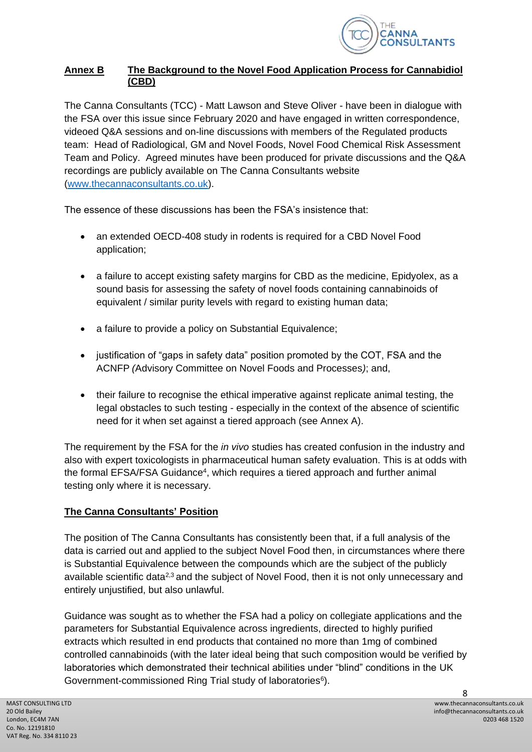## Annex B The Background to the Novel Food Application Process for Cannabidiol (CBD)

The Canna Consultants (TCC) - Matt Lawson and Steve Oliver - have been in dialogue with the FSA over this issue since February 2020 and have engaged in written correspondence, videoed Q&A sessions and on-line discussions with members of the Regulated products team: Head of Radiological, GM and Novel Foods, Novel Food Chemical Risk Assessment Team and Policy. Agreed minutes have been produced for private discussions and the Q&A recordings are publicly available on The Canna Consultants website (www.thecannaconsultants.co.uk).

The essence of these discussions has been the FSA's insistence that:

- an extended OECD-408 study in rodents is required for a CBD Novel Food application;
- a failure to accept existing safety margins for CBD as the medicine, Epidyolex, as a sound basis for assessing the safety of novel foods containing cannabinoids of equivalent / similar purity levels with regard to existing human data;
- a failure to provide a policy on Substantial Equivalence;
- justification of "gaps in safety data" position promoted by the COT, FSA and the ACNFP *(*Advisory Committee on Novel Foods and Processes*)*; and,
- their failure to recognise the ethical imperative against replicate animal testing, the legal obstacles to such testing - especially in the context of the absence of scientific need for it when set against a tiered approach (see Annex A).

The requirement by the FSA for the *in vivo* studies has created confusion in the industry and also with expert toxicologists in pharmaceutical human safety evaluation. This is at odds with the formal EFSA/FSA Guidance[4], which requires a tiered approach and further animal testing only where it is necessary.

## The Canna Consultants' Position

The position of The Canna Consultants has consistently been that, if a full analysis of the data is carried out and applied to the subject Novel Food then, in circumstances where there is Substantial Equivalence between the compounds which are the subject of the publicly available scientific data[2,3] and the subject of Novel Food, then it is not only unnecessary and entirely unjustified, but also unlawful.

Guidance was sought as to whether the FSA had a policy on collegiate applications and the parameters for Substantial Equivalence across ingredients, directed to highly purified extracts which resulted in end products that contained no more than 1mg of combined controlled cannabinoids (with the later ideal being that such composition would be verified by laboratories which demonstrated their technical abilities under "blind" conditions in the UK Government-commissioned Ring Trial study of laboratories[6]).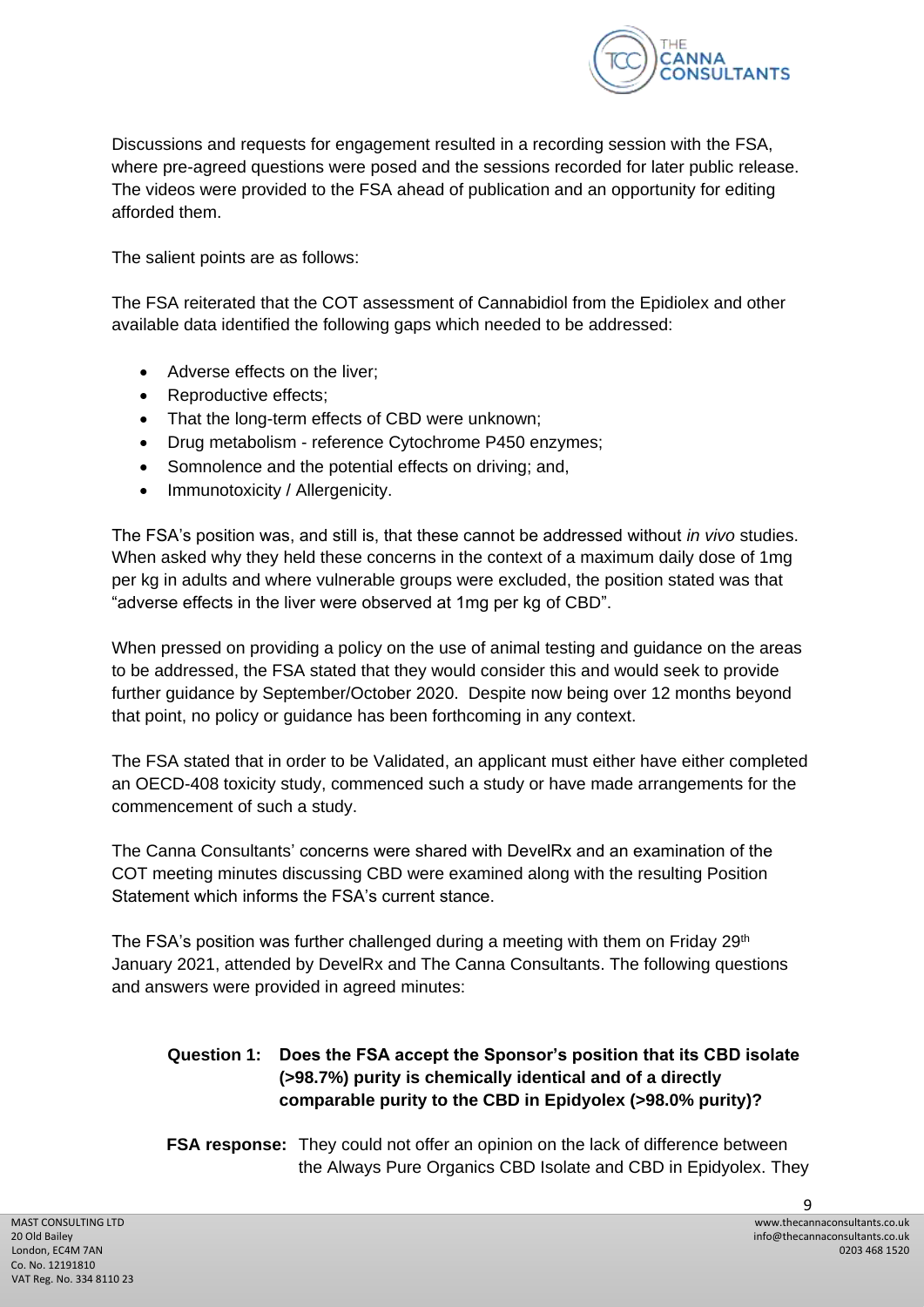Discussions and requests for engagement resulted in a recording session with the FSA, where pre-agreed questions were posed and the sessions recorded for later public release. The videos were provided to the FSA ahead of publication and an opportunity for editing afforded them.

The salient points are as follows:

The FSA reiterated that the COT assessment of Cannabidiol from the Epidiolex and other available data identified the following gaps which needed to be addressed:

- Adverse effects on the liver;
- Reproductive effects;
- That the long-term effects of CBD were unknown;
- Drug metabolism - reference Cytochrome P450 enzymes;
- Somnolence and the potential effects on driving; and,
- Immunotoxicity / Allergenicity.

The FSA's position was, and still is, that these cannot be addressed without *in vivo* studies. When asked why they held these concerns in the context of a maximum daily dose of 1mg per kg in adults and where vulnerable groups were excluded, the position stated was that "adverse effects in the liver were observed at 1mg per kg of CBD".

When pressed on providing a policy on the use of animal testing and guidance on the areas to be addressed, the FSA stated that they would consider this and would seek to provide further guidance by September/October 2020. Despite now being over 12 months beyond that point, no policy or guidance has been forthcoming in any context.

The FSA stated that in order to be Validated, an applicant must either have either completed an OECD-408 toxicity study, commenced such a study or have made arrangements for the commencement of such a study.

The Canna Consultants' concerns were shared with DevelRx and an examination of the COT meeting minutes discussing CBD were examined along with the resulting Position Statement which informs the FSA's current stance.

The FSA's position was further challenged during a meeting with them on Friday 29th January 2021, attended by DevelRx and The Canna Consultants. The following questions and answers were provided in agreed minutes:

**Question 1: Does the FSA accept the Sponsor's position that its CBD isolate (>98.7%) purity is chemically identical and of a directly comparable purity to the CBD in Epidyolex (>98.0% purity)?**

**FSA response:** They could not offer an opinion on the lack of difference between the Always Pure Organics CBD Isolate and CBD in Epidyolex. They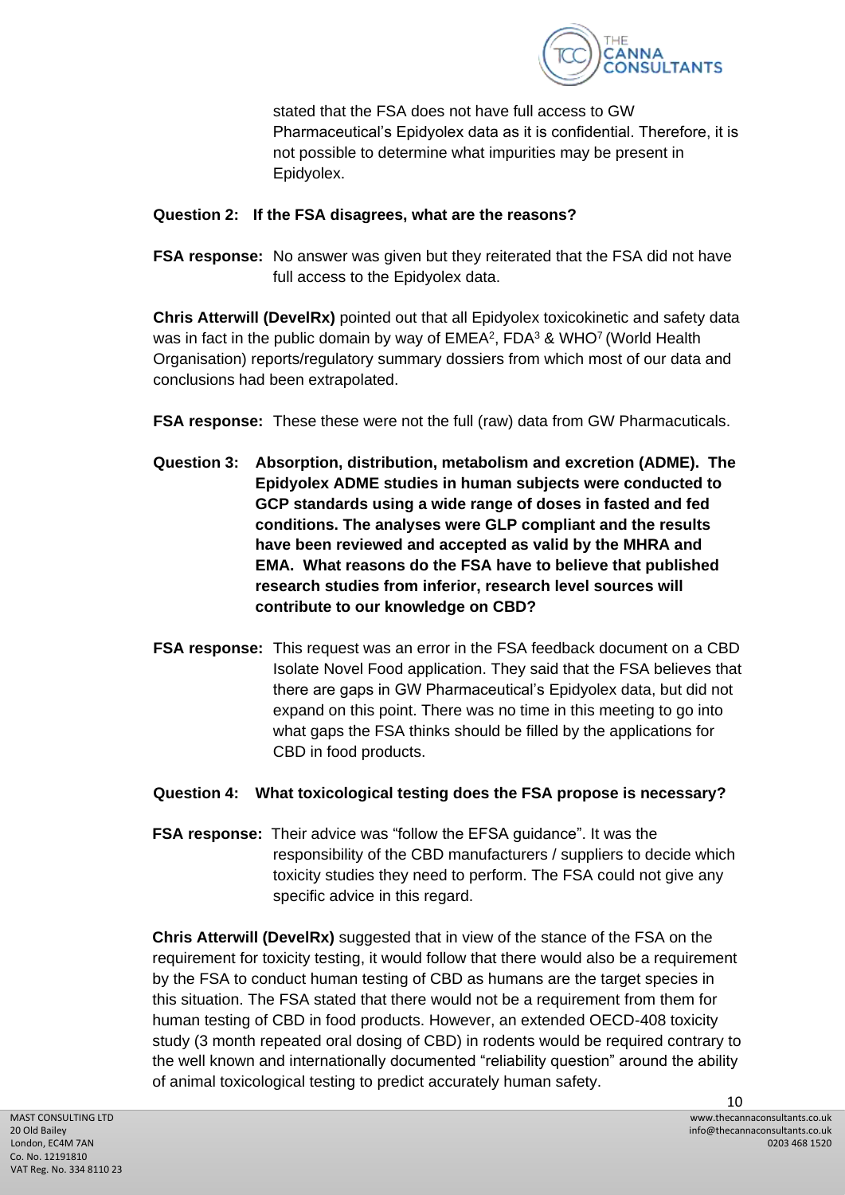stated that the FSA does not have full access to GW Pharmaceutical's Epidyolex data as it is confidential. Therefore, it is not possible to determine what impurities may be present in Epidyolex.

**Question 2: If the FSA disagrees, what are the reasons?**

**FSA response:** No answer was given but they reiterated that the FSA did not have full access to the Epidyolex data.

**Chris Atterwill (DevelRx)** pointed out that all Epidyolex toxicokinetic and safety data was in fact in the public domain by way of EMEA[2], FDA[3] & WHO[7] (World Health Organisation) reports/regulatory summary dossiers from which most of our data and conclusions had been extrapolated.

**FSA response:** These these were not the full (raw) data from GW Pharmacuticals.

**Question 3: Absorption, distribution, metabolism and excretion (ADME). The Epidyolex ADME studies in human subjects were conducted to GCP standards using a wide range of doses in fasted and fed conditions. The analyses were GLP compliant and the results have been reviewed and accepted as valid by the MHRA and EMA. What reasons do the FSA have to believe that published research studies from inferior, research level sources will contribute to our knowledge on CBD?**

**FSA response:** This request was an error in the FSA feedback document on a CBD Isolate Novel Food application. They said that the FSA believes that there are gaps in GW Pharmaceutical's Epidyolex data, but did not expand on this point. There was no time in this meeting to go into what gaps the FSA thinks should be filled by the applications for CBD in food products.

**Question 4: What toxicological testing does the FSA propose is necessary?**

**FSA response:** Their advice was "follow the EFSA guidance". It was the responsibility of the CBD manufacturers / suppliers to decide which toxicity studies they need to perform. The FSA could not give any specific advice in this regard.

**Chris Atterwill (DevelRx)** suggested that in view of the stance of the FSA on the requirement for toxicity testing, it would follow that there would also be a requirement by the FSA to conduct human testing of CBD as humans are the target species in this situation. The FSA stated that there would not be a requirement from them for human testing of CBD in food products. However, an extended OECD-408 toxicity study (3 month repeated oral dosing of CBD) in rodents would be required contrary to the well known and internationally documented "reliability question" around the ability of animal toxicological testing to predict accurately human safety.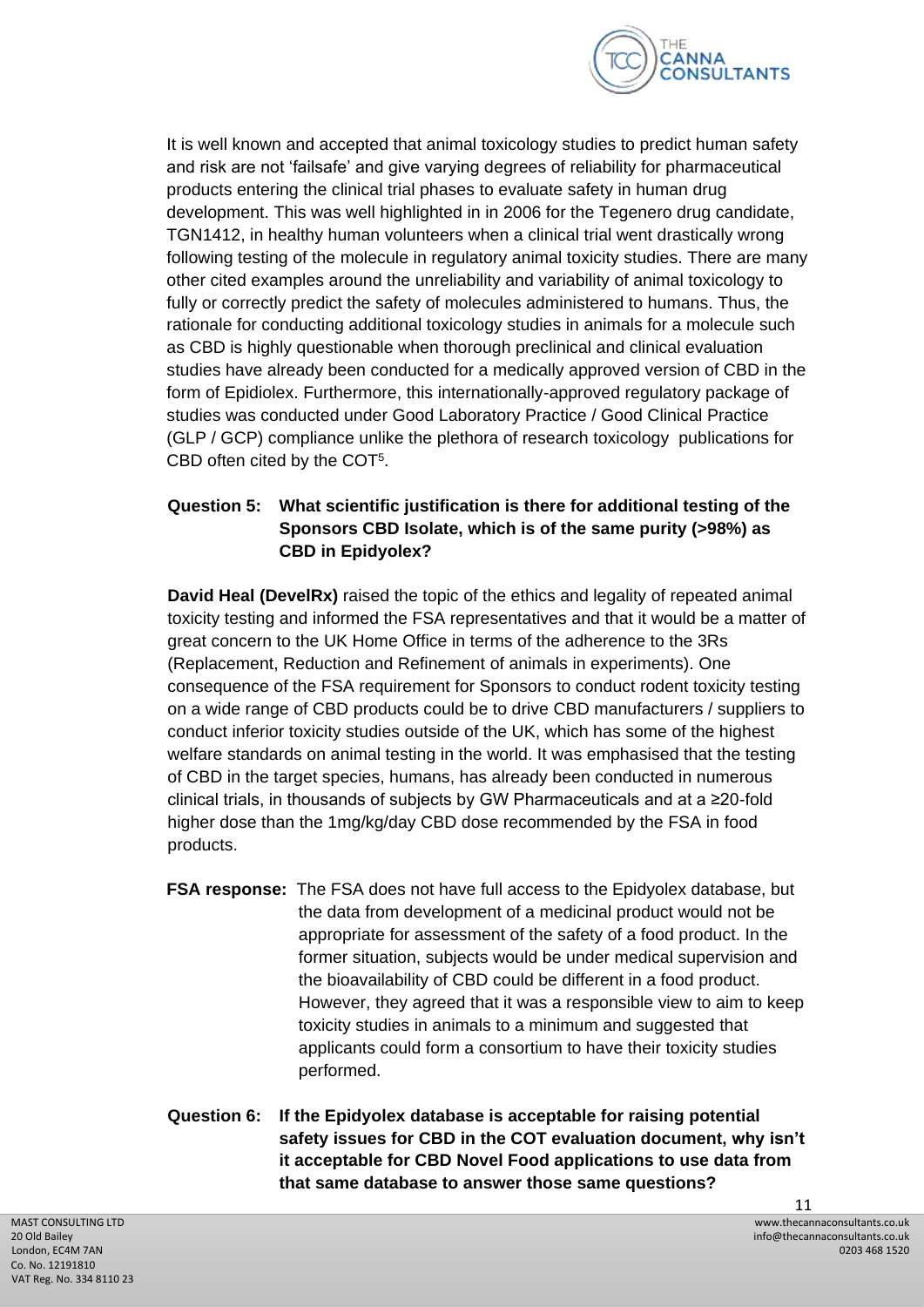It is well known and accepted that animal toxicology studies to predict human safety and risk are not 'failsafe' and give varying degrees of reliability for pharmaceutical products entering the clinical trial phases to evaluate safety in human drug development. This was well highlighted in in 2006 for the Tegenero drug candidate, TGN1412, in healthy human volunteers when a clinical trial went drastically wrong following testing of the molecule in regulatory animal toxicity studies. There are many other cited examples around the unreliability and variability of animal toxicology to fully or correctly predict the safety of molecules administered to humans. Thus, the rationale for conducting additional toxicology studies in animals for a molecule such as CBD is highly questionable when thorough preclinical and clinical evaluation studies have already been conducted for a medically approved version of CBD in the form of Epidiolex. Furthermore, this internationally-approved regulatory package of studies was conducted under Good Laboratory Practice / Good Clinical Practice (GLP / GCP) compliance unlike the plethora of research toxicology publications for CBD often cited by the COT[5].

**Question 5: What scientific justification is there for additional testing of the Sponsors CBD Isolate, which is of the same purity (>98%) as CBD in Epidyolex?**

**David Heal (DevelRx)** raised the topic of the ethics and legality of repeated animal toxicity testing and informed the FSA representatives and that it would be a matter of great concern to the UK Home Office in terms of the adherence to the 3Rs (Replacement, Reduction and Refinement of animals in experiments). One consequence of the FSA requirement for Sponsors to conduct rodent toxicity testing on a wide range of CBD products could be to drive CBD manufacturers / suppliers to conduct inferior toxicity studies outside of the UK, which has some of the highest welfare standards on animal testing in the world. It was emphasised that the testing of CBD in the target species, humans, has already been conducted in numerous clinical trials, in thousands of subjects by GW Pharmaceuticals and at a ≥20-fold higher dose than the 1mg/kg/day CBD dose recommended by the FSA in food products.

**FSA response:** The FSA does not have full access to the Epidyolex database, but the data from development of a medicinal product would not be appropriate for assessment of the safety of a food product. In the former situation, subjects would be under medical supervision and the bioavailability of CBD could be different in a food product. However, they agreed that it was a responsible view to aim to keep toxicity studies in animals to a minimum and suggested that applicants could form a consortium to have their toxicity studies performed.

**Question 6: If the Epidyolex database is acceptable for raising potential safety issues for CBD in the COT evaluation document, why isn't it acceptable for CBD Novel Food applications to use data from that same database to answer those same questions?**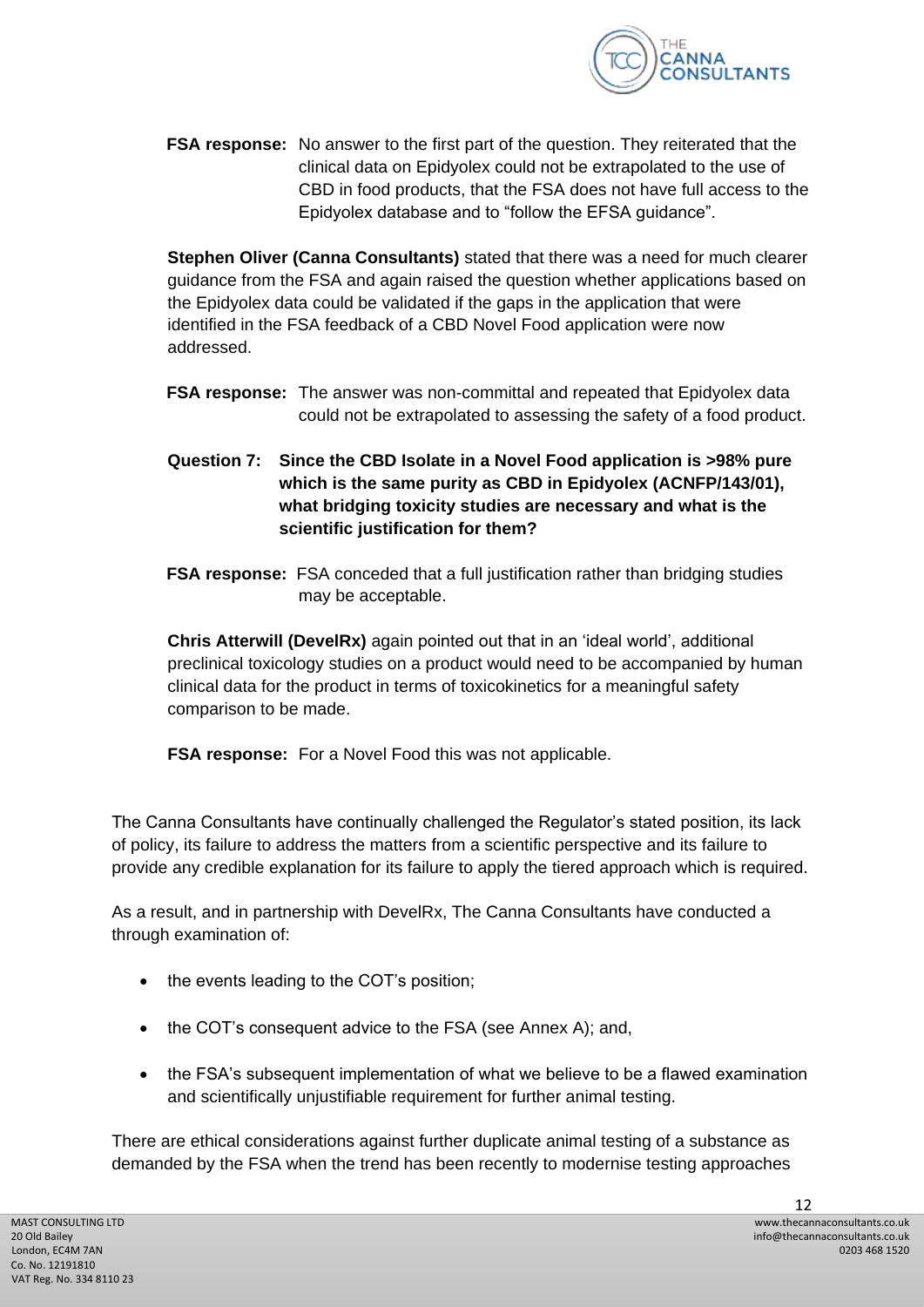**FSA response:** No answer to the first part of the question. They reiterated that the clinical data on Epidyolex could not be extrapolated to the use of CBD in food products, that the FSA does not have full access to the Epidyolex database and to "follow the EFSA guidance".

**Stephen Oliver (Canna Consultants)** stated that there was a need for much clearer guidance from the FSA and again raised the question whether applications based on the Epidyolex data could be validated if the gaps in the application that were identified in the FSA feedback of a CBD Novel Food application were now addressed.

**FSA response:** The answer was non-committal and repeated that Epidyolex data could not be extrapolated to assessing the safety of a food product.

**Question 7: Since the CBD Isolate in a Novel Food application is >98% pure which is the same purity as CBD in Epidyolex (ACNFP/143/01), what bridging toxicity studies are necessary and what is the scientific justification for them?**

**FSA response:** FSA conceded that a full justification rather than bridging studies may be acceptable.

**Chris Atterwill (DevelRx)** again pointed out that in an 'ideal world', additional preclinical toxicology studies on a product would need to be accompanied by human clinical data for the product in terms of toxicokinetics for a meaningful safety comparison to be made.

**FSA response:** For a Novel Food this was not applicable.

The Canna Consultants have continually challenged the Regulator's stated position, its lack of policy, its failure to address the matters from a scientific perspective and its failure to provide any credible explanation for its failure to apply the tiered approach which is required.

As a result, and in partnership with DevelRx, The Canna Consultants have conducted a through examination of:

- the events leading to the COT's position;
- the COT's consequent advice to the FSA (see Annex A); and,
- the FSA's subsequent implementation of what we believe to be a flawed examination and scientifically unjustifiable requirement for further animal testing.

There are ethical considerations against further duplicate animal testing of a substance as demanded by the FSA when the trend has been recently to modernise testing approaches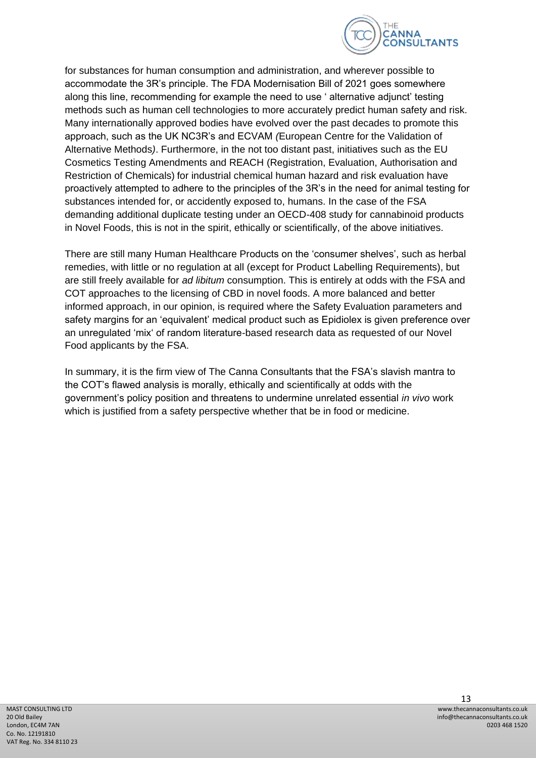for substances for human consumption and administration, and wherever possible to accommodate the 3R's principle. The FDA Modernisation Bill of 2021 goes somewhere along this line, recommending for example the need to use ' alternative adjunct' testing methods such as human cell technologies to more accurately predict human safety and risk. Many internationally approved bodies have evolved over the past decades to promote this approach, such as the UK NC3R's and ECVAM *(*European Centre for the Validation of Alternative Methods*)*. Furthermore, in the not too distant past, initiatives such as the EU Cosmetics Testing Amendments and REACH (Registration, Evaluation, Authorisation and Restriction of Chemicals) for industrial chemical human hazard and risk evaluation have proactively attempted to adhere to the principles of the 3R's in the need for animal testing for substances intended for, or accidently exposed to, humans. In the case of the FSA demanding additional duplicate testing under an OECD-408 study for cannabinoid products in Novel Foods, this is not in the spirit, ethically or scientifically, of the above initiatives.

There are still many Human Healthcare Products on the 'consumer shelves', such as herbal remedies, with little or no regulation at all (except for Product Labelling Requirements), but are still freely available for *ad libitum* consumption. This is entirely at odds with the FSA and COT approaches to the licensing of CBD in novel foods. A more balanced and better informed approach, in our opinion, is required where the Safety Evaluation parameters and safety margins for an 'equivalent' medical product such as Epidiolex is given preference over an unregulated 'mix' of random literature-based research data as requested of our Novel Food applicants by the FSA.

In summary, it is the firm view of The Canna Consultants that the FSA's slavish mantra to the COT's flawed analysis is morally, ethically and scientifically at odds with the government's policy position and threatens to undermine unrelated essential *in vivo* work which is justified from a safety perspective whether that be in food or medicine.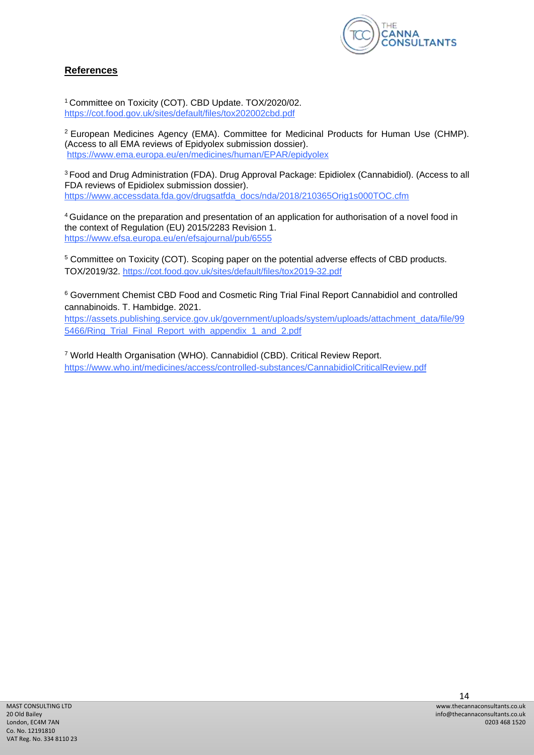## References

[1] Committee on Toxicity (COT). CBD Update. TOX/2020/02.
https://cot.food.gov.uk/sites/default/files/tox202002cbd.pdf

[2] European Medicines Agency (EMA). Committee for Medicinal Products for Human Use (CHMP). (Access to all EMA reviews of Epidyolex submission dossier).
https://www.ema.europa.eu/en/medicines/human/EPAR/epidyolex

[3] Food and Drug Administration (FDA). Drug Approval Package: Epidiolex (Cannabidiol). (Access to all FDA reviews of Epidiolex submission dossier).
https://www.accessdata.fda.gov/drugsatfda_docs/nda/2018/210365Orig1s000TOC.cfm

[4] Guidance on the preparation and presentation of an application for authorisation of a novel food in the context of Regulation (EU) 2015/2283 Revision 1.
https://www.efsa.europa.eu/en/efsajournal/pub/6555

[5] Committee on Toxicity (COT). Scoping paper on the potential adverse effects of CBD products. TOX/2019/32. https://cot.food.gov.uk/sites/default/files/tox2019-32.pdf

[6] Government Chemist CBD Food and Cosmetic Ring Trial Final Report Cannabidiol and controlled cannabinoids. T. Hambidge. 2021.
https://assets.publishing.service.gov.uk/government/uploads/system/uploads/attachment_data/file/995466/Ring_Trial_Final_Report_with_appendix_1_and_2.pdf

[7] World Health Organisation (WHO). Cannabidiol (CBD). Critical Review Report.
https://www.who.int/medicines/access/controlled-substances/CannabidiolCriticalReview.pdf